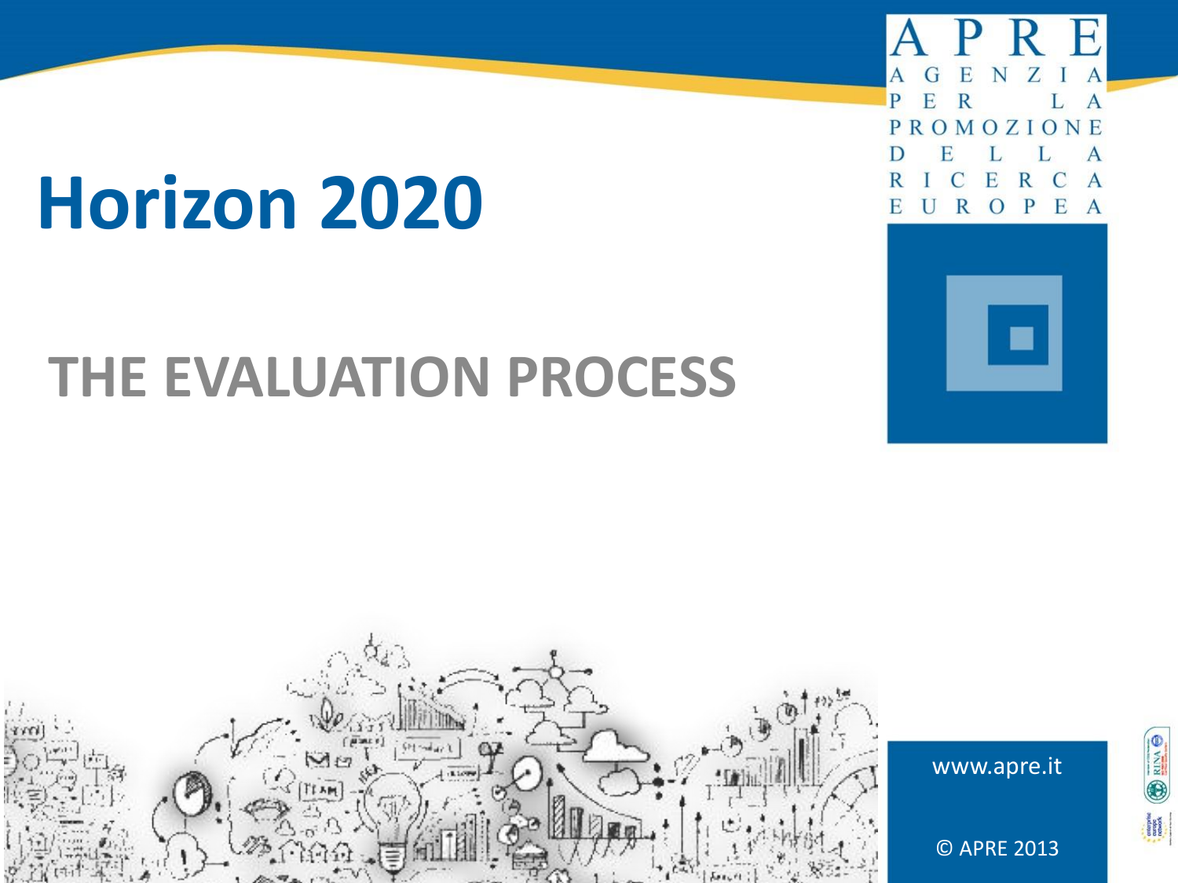# Horizon 2020

## THE EVALUATION PROCESS

APRE
AGENZIA PER LA PROMOZIONE DELLA RICERCA EUROPEA

www.apre.it

© APRE 2013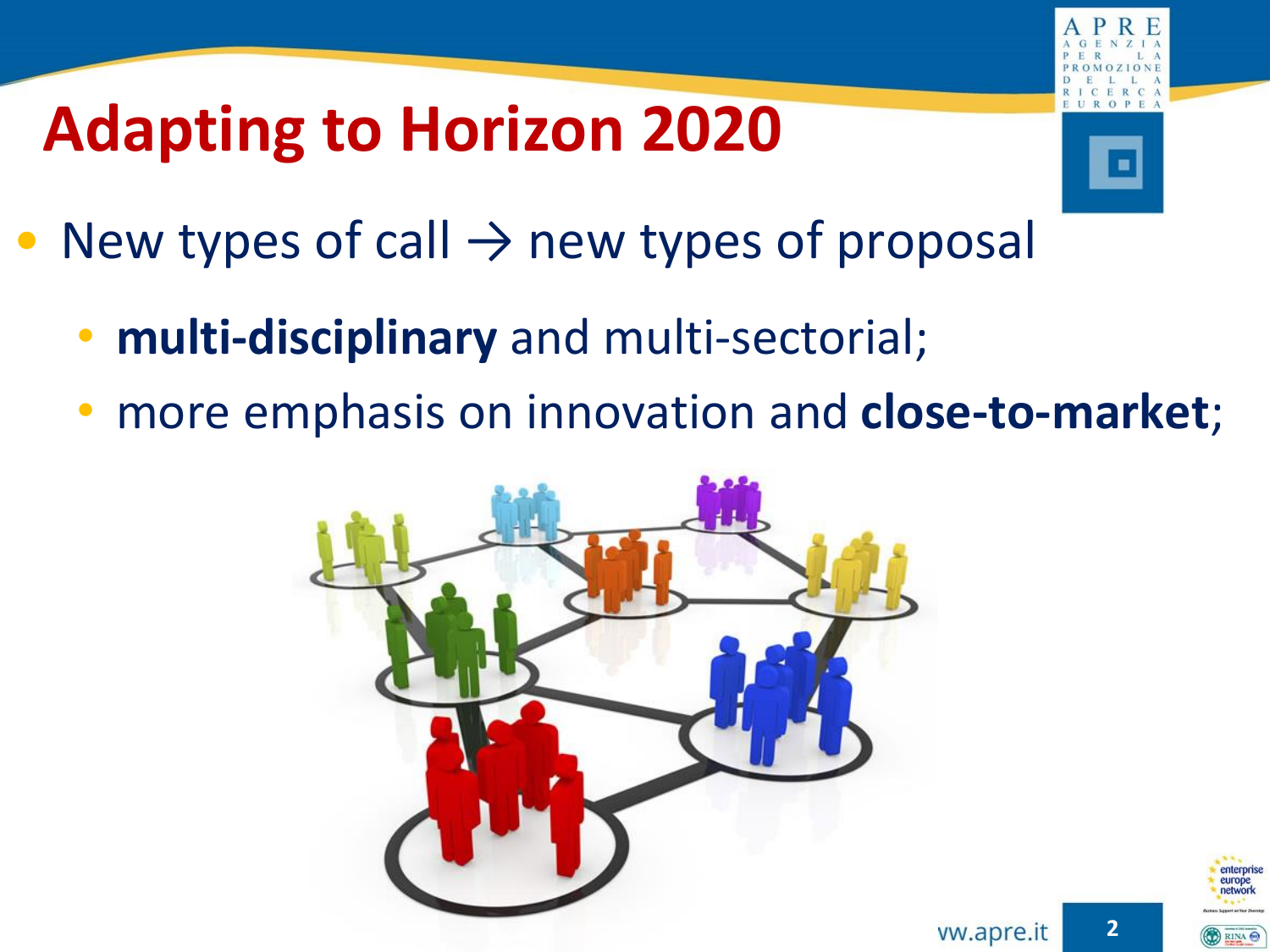# Adapting to Horizon 2020

- New types of call → new types of proposal
  - **multi-disciplinary** and multi-sectorial;
  - more emphasis on innovation and **close-to-market**;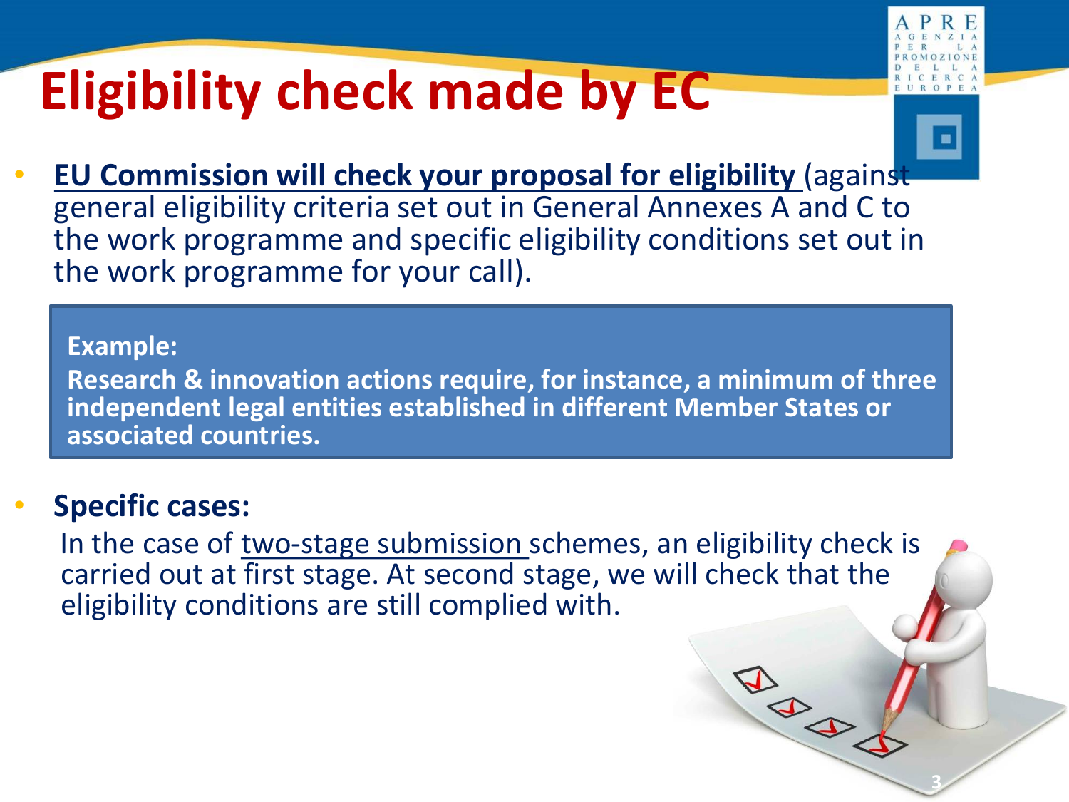# Eligibility check made by EC

- **EU Commission will check your proposal for eligibility** (against general eligibility criteria set out in General Annexes A and C to the work programme and specific eligibility conditions set out in the work programme for your call).

> **Example:**
> **Research & innovation actions require, for instance, a minimum of three independent legal entities established in different Member States or associated countries.**

- **Specific cases:**

  In the case of two-stage submission schemes, an eligibility check is carried out at first stage. At second stage, we will check that the eligibility conditions are still complied with.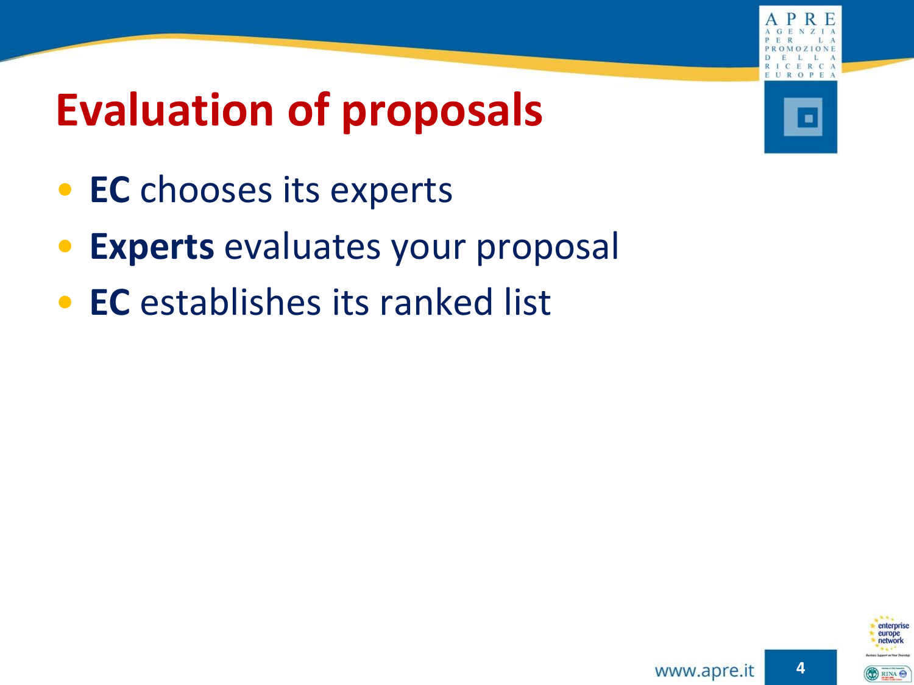# Evaluation of proposals

- **EC** chooses its experts
- **Experts** evaluates your proposal
- **EC** establishes its ranked list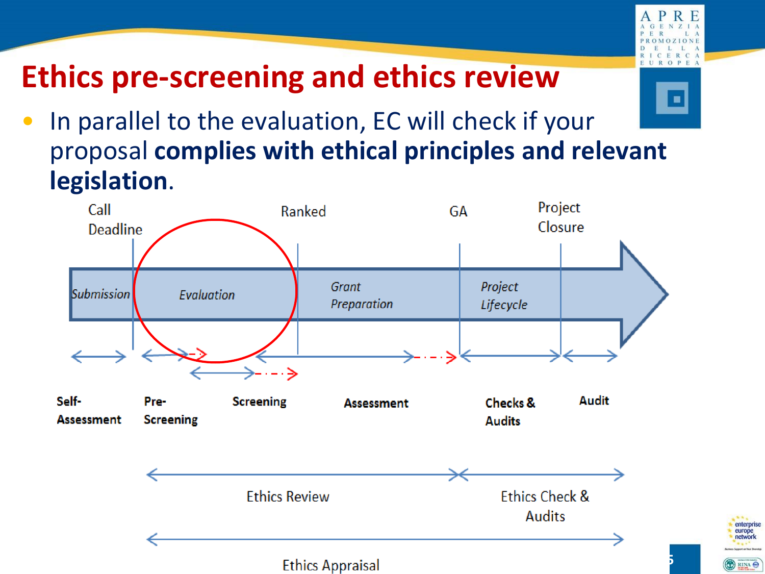# Ethics pre-screening and ethics review

- In parallel to the evaluation, EC will check if your proposal **complies with ethical principles and relevant legislation**.

Call Deadline

Ranked

GA

Project Closure

*Submission*

*Evaluation*

*Grant Preparation*

*Project Lifecycle*

Self-Assessment

Pre-Screening

Screening

Assessment

Checks & Audits

Audit

Ethics Review

Ethics Check & Audits

Ethics Appraisal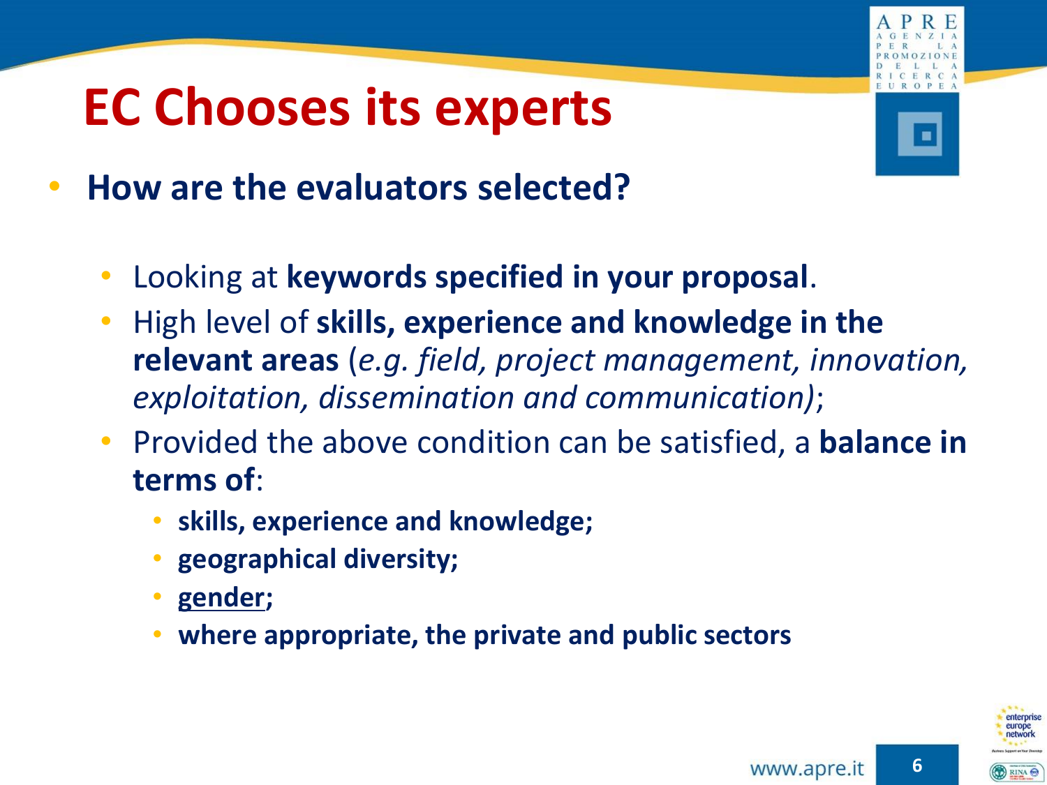# EC Chooses its experts

- **How are the evaluators selected?**
  - Looking at **keywords specified in your proposal**.
  - High level of **skills, experience and knowledge in the relevant areas** (*e.g. field, project management, innovation, exploitation, dissemination and communication)*;
  - Provided the above condition can be satisfied, a **balance in terms of**:
    - **skills, experience and knowledge;**
    - **geographical diversity;**
    - **gender;**
    - **where appropriate, the private and public sectors**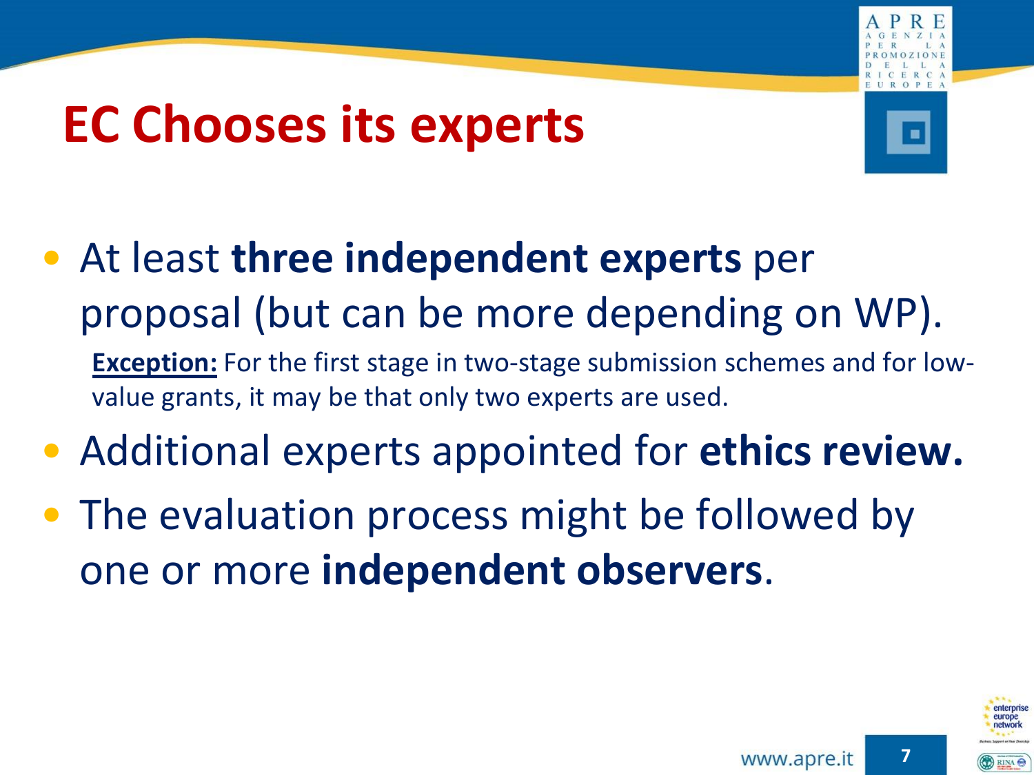# EC Chooses its experts

- At least **three independent experts** per proposal (but can be more depending on WP).

  **Exception:** For the first stage in two-stage submission schemes and for low-value grants, it may be that only two experts are used.

- Additional experts appointed for **ethics review.**
- The evaluation process might be followed by one or more **independent observers**.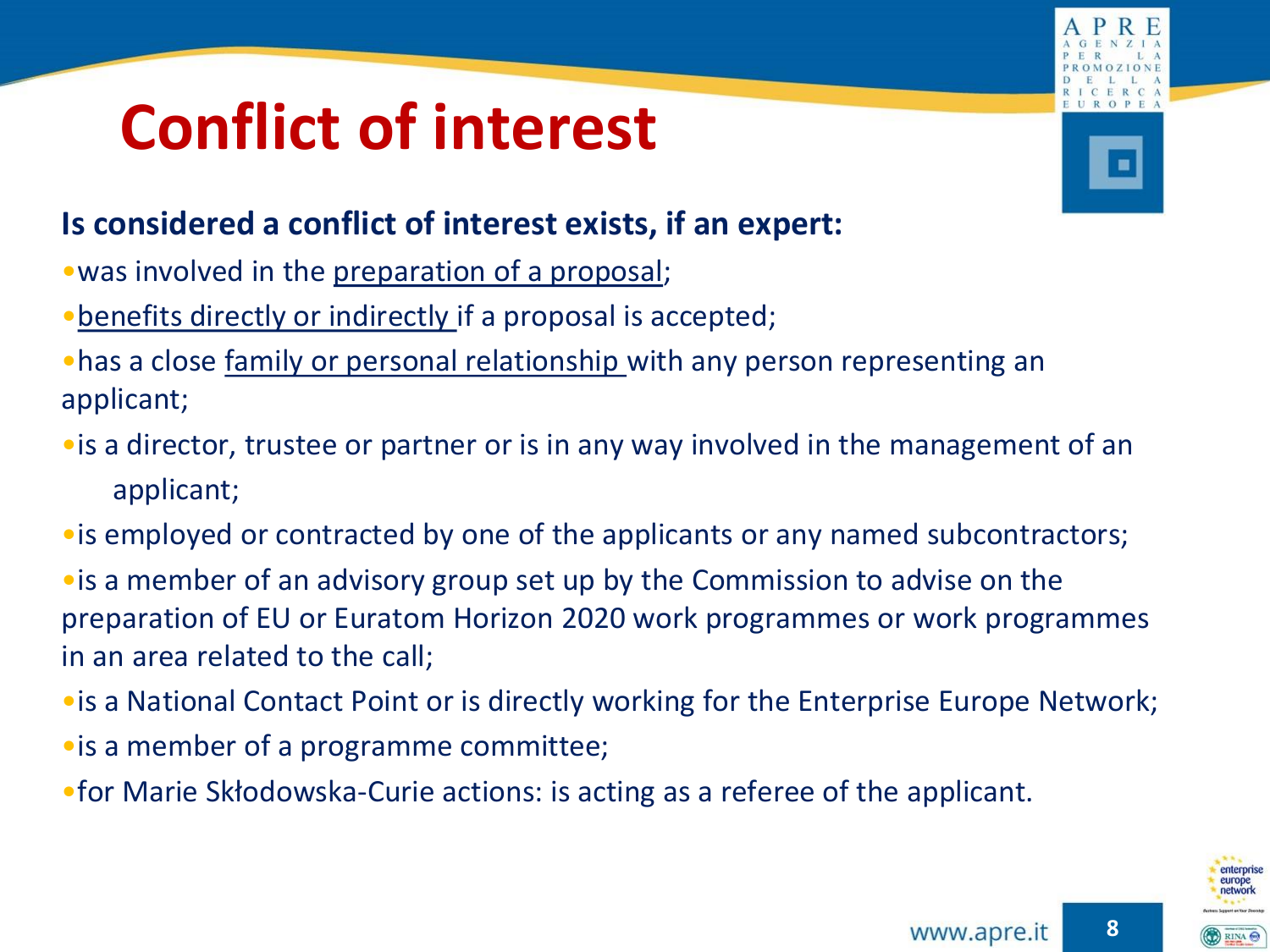# Conflict of interest

**Is considered a conflict of interest exists, if an expert:**

- was involved in the preparation of a proposal;
- benefits directly or indirectly if a proposal is accepted;
- has a close family or personal relationship with any person representing an applicant;
- is a director, trustee or partner or is in any way involved in the management of an applicant;
- is employed or contracted by one of the applicants or any named subcontractors;
- is a member of an advisory group set up by the Commission to advise on the preparation of EU or Euratom Horizon 2020 work programmes or work programmes in an area related to the call;
- is a National Contact Point or is directly working for the Enterprise Europe Network;
- is a member of a programme committee;
- for Marie Skłodowska-Curie actions: is acting as a referee of the applicant.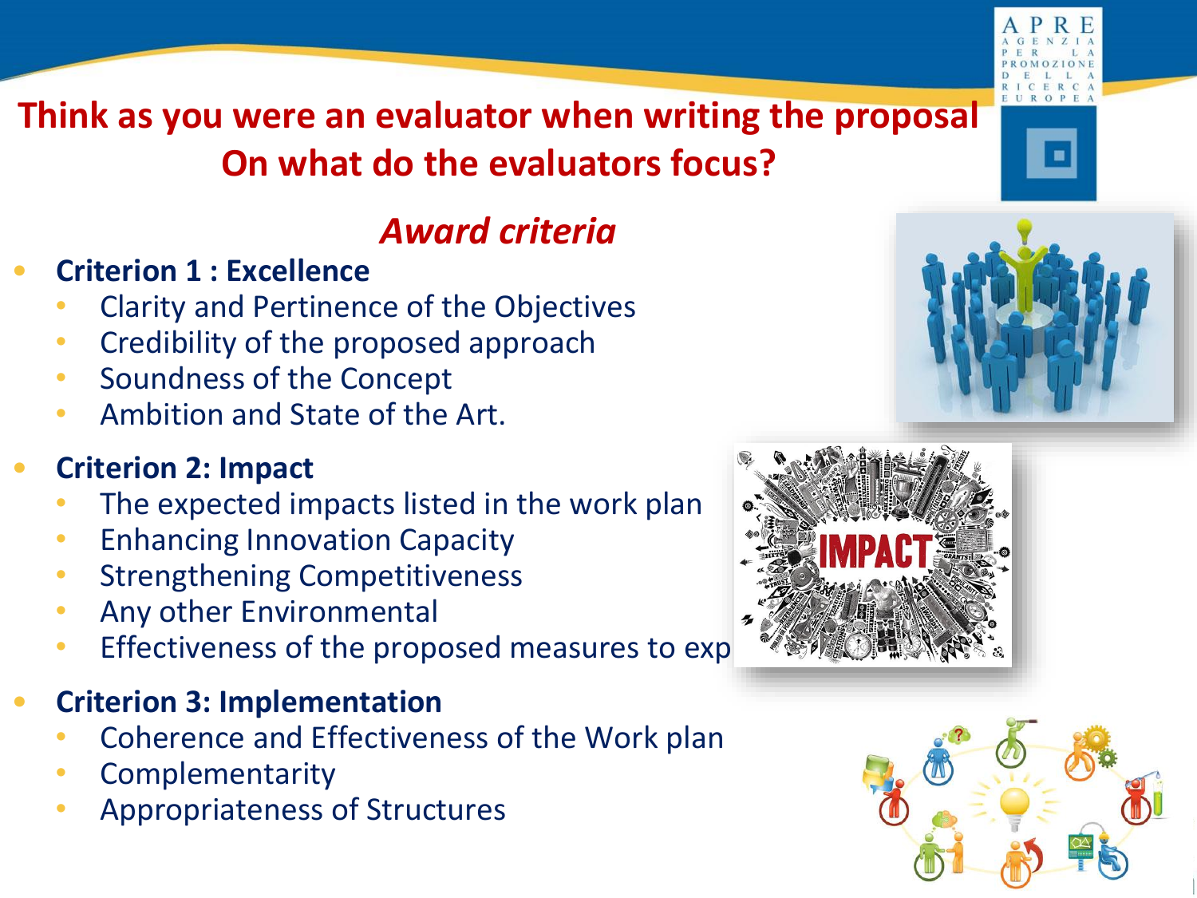# Think as you were an evaluator when writing the proposal
## On what do the evaluators focus?

### *Award criteria*

- **Criterion 1 : Excellence**
  - Clarity and Pertinence of the Objectives
  - Credibility of the proposed approach
  - Soundness of the Concept
  - Ambition and State of the Art.
- **Criterion 2: Impact**
  - The expected impacts listed in the work plan
  - Enhancing Innovation Capacity
  - Strengthening Competitiveness
  - Any other Environmental
  - Effectiveness of the proposed measures to exp
- **Criterion 3: Implementation**
  - Coherence and Effectiveness of the Work plan
  - Complementarity
  - Appropriateness of Structures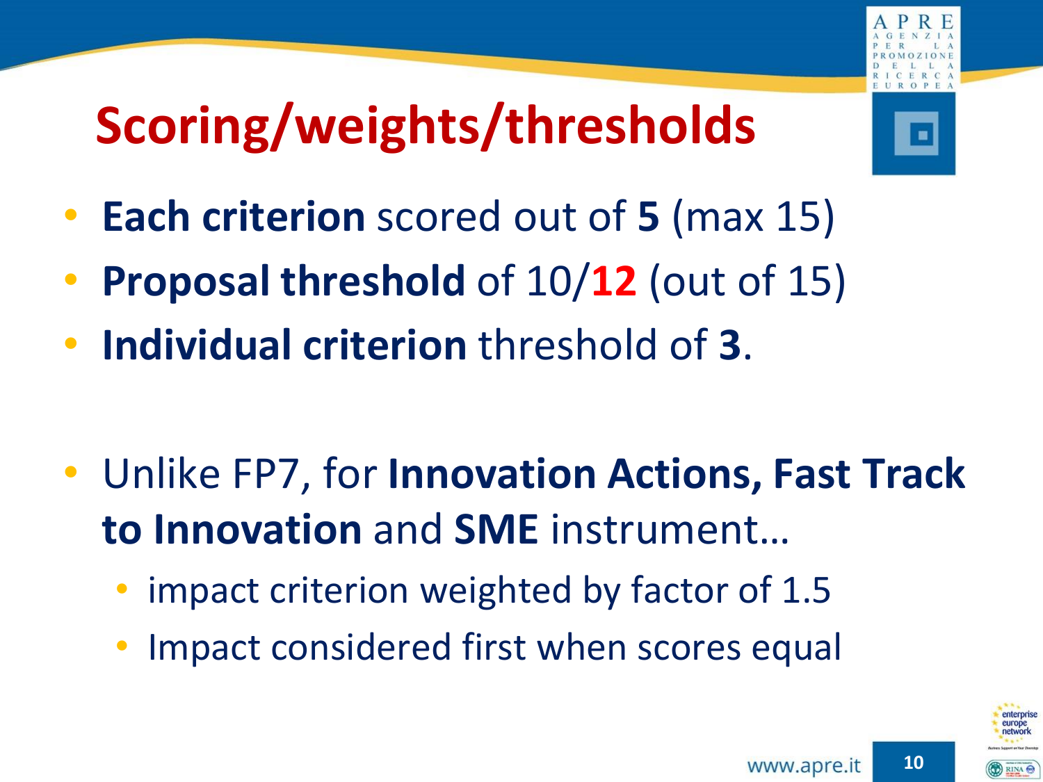# Scoring/weights/thresholds

- **Each criterion** scored out of **5** (max 15)
- **Proposal threshold** of 10/**12** (out of 15)
- **Individual criterion** threshold of **3**.

- Unlike FP7, for **Innovation Actions, Fast Track to Innovation** and **SME** instrument…
  - impact criterion weighted by factor of 1.5
  - Impact considered first when scores equal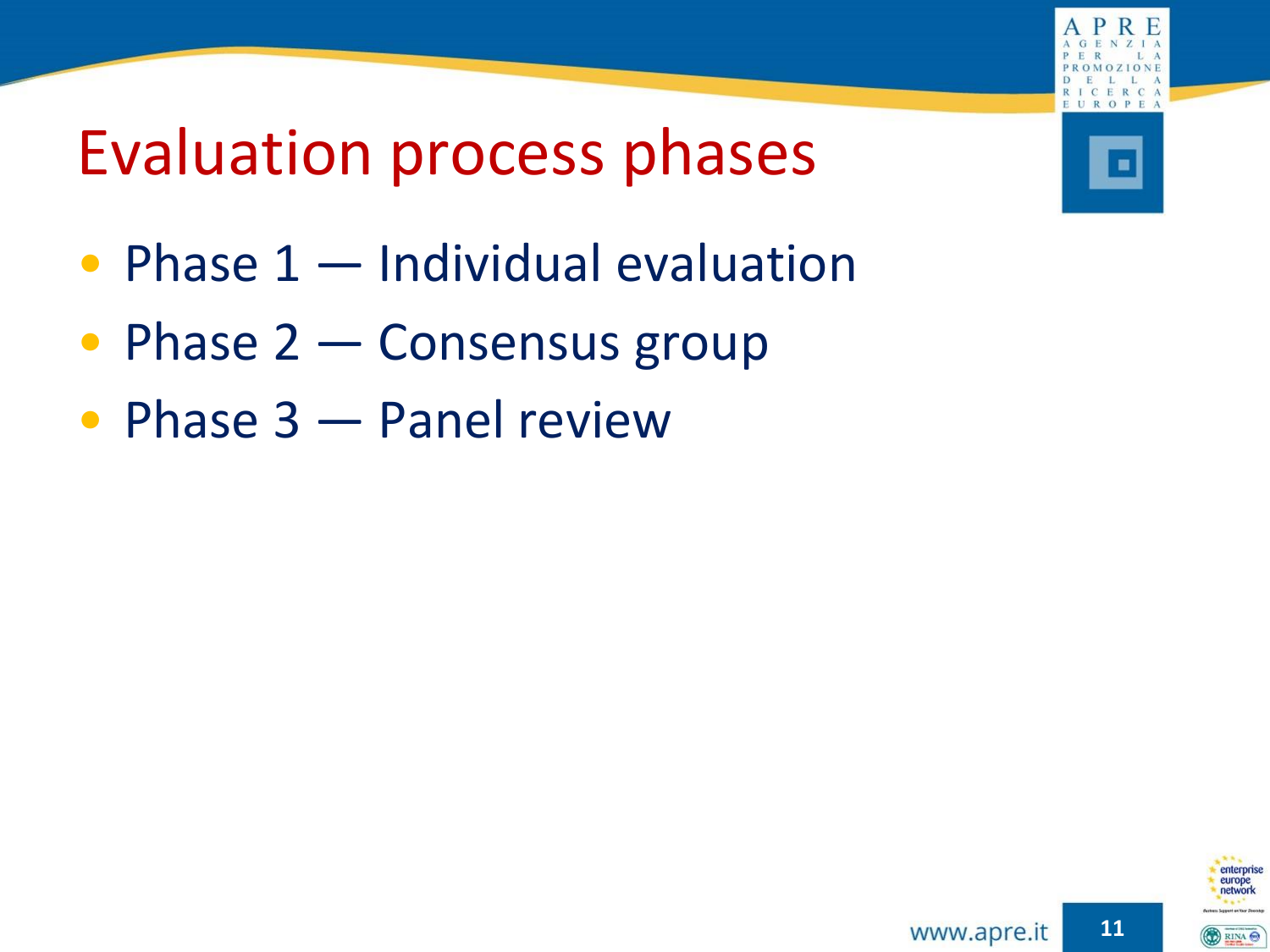# Evaluation process phases

- Phase 1 — Individual evaluation
- Phase 2 — Consensus group
- Phase 3 — Panel review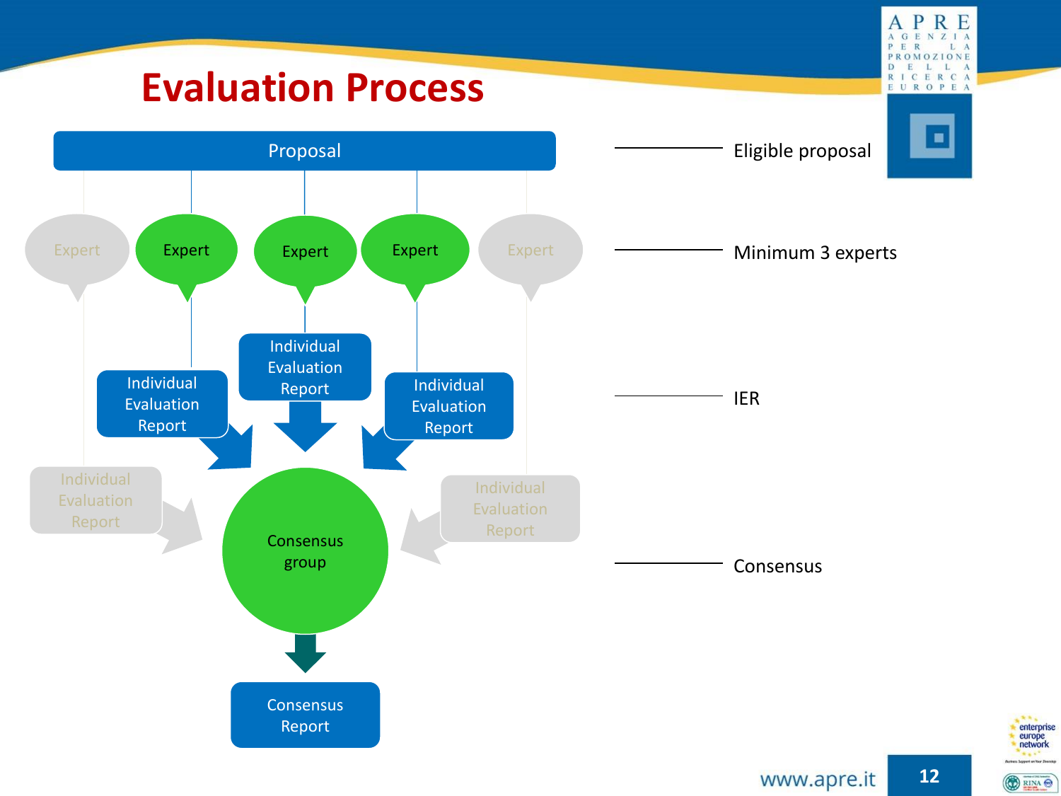# Evaluation Process

Proposal

Expert | Expert | Expert | Expert | Expert

Individual Evaluation Report | Individual Evaluation Report | Individual Evaluation Report

Individual Evaluation Report | Individual Evaluation Report

Consensus group

Consensus Report

- Eligible proposal
- Minimum 3 experts
- IER
- Consensus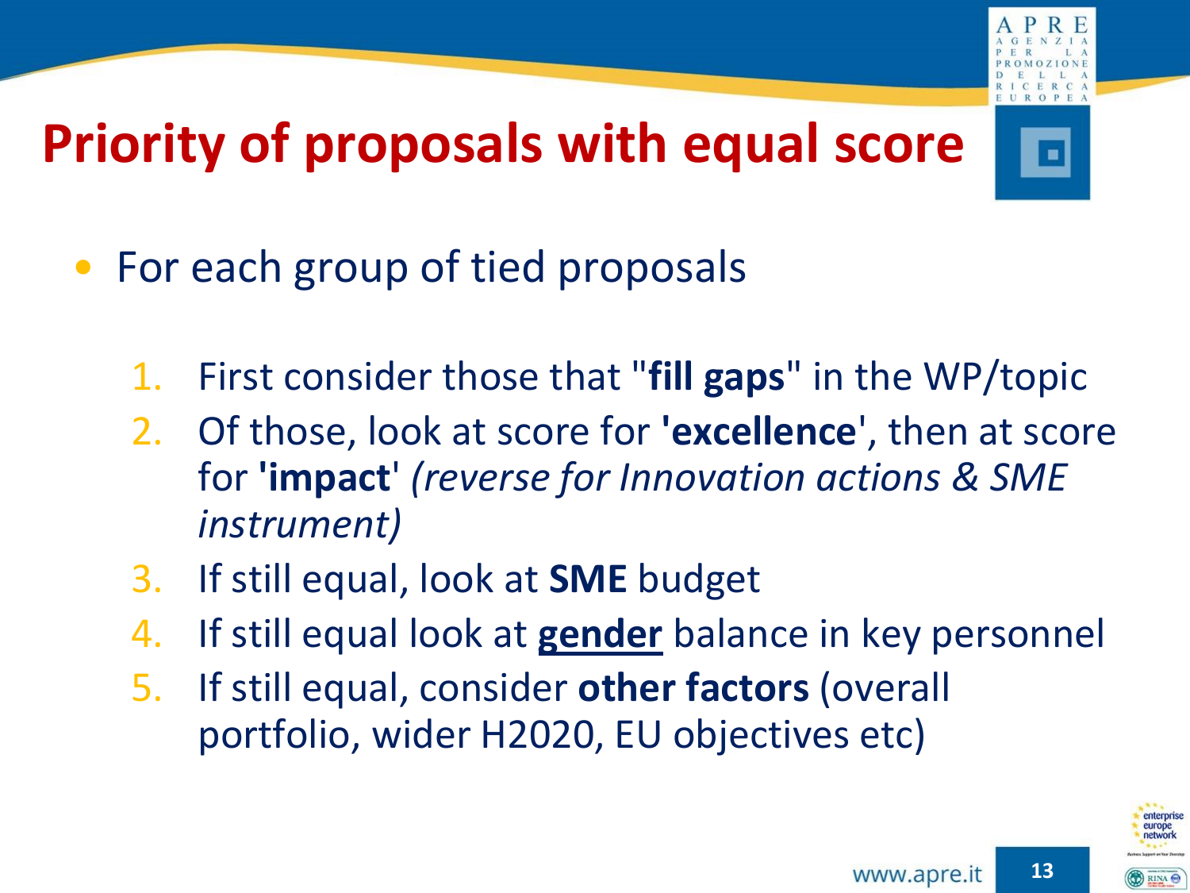# Priority of proposals with equal score

- For each group of tied proposals

  1. First consider those that "**fill gaps**" in the WP/topic
  2. Of those, look at score for **'excellence'**, then at score for **'impact'** *(reverse for Innovation actions & SME instrument)*
  3. If still equal, look at **SME** budget
  4. If still equal look at <u>**gender**</u> balance in key personnel
  5. If still equal, consider **other factors** (overall portfolio, wider H2020, EU objectives etc)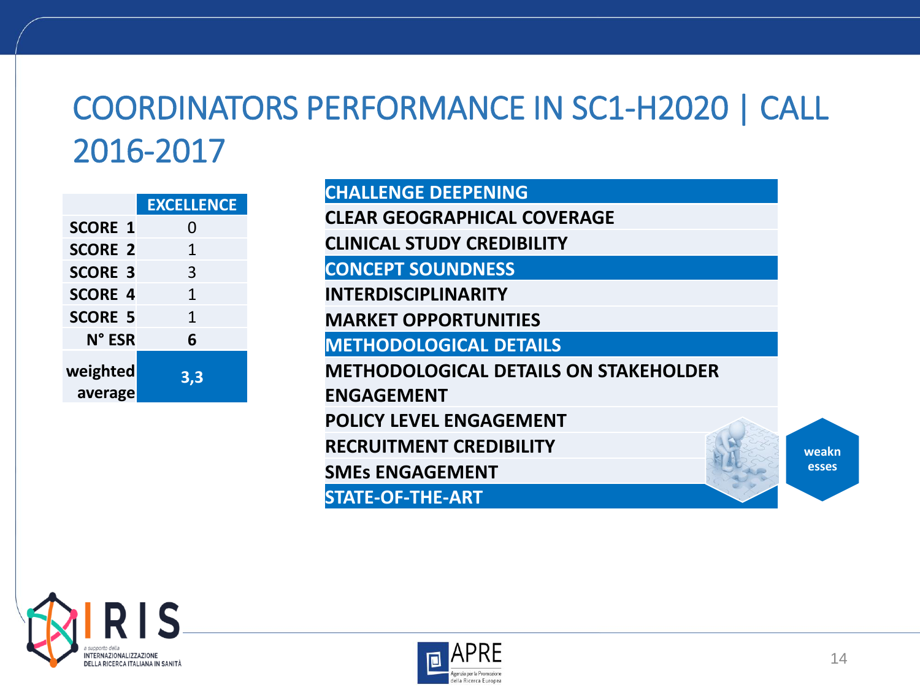# COORDINATORS PERFORMANCE IN SC1-H2020 | CALL 2016-2017

| | EXCELLENCE |
|---|---|
| SCORE 1 | 0 |
| SCORE 2 | 1 |
| SCORE 3 | 3 |
| SCORE 4 | 1 |
| SCORE 5 | 1 |
| N° ESR | 6 |
| weighted average | 3,3 |

| |
|---|
| **CHALLENGE DEEPENING** |
| CLEAR GEOGRAPHICAL COVERAGE |
| CLINICAL STUDY CREDIBILITY |
| **CONCEPT SOUNDNESS** |
| INTERDISCIPLINARITY |
| MARKET OPPORTUNITIES |
| **METHODOLOGICAL DETAILS** |
| METHODOLOGICAL DETAILS ON STAKEHOLDER ENGAGEMENT |
| POLICY LEVEL ENGAGEMENT |
| RECRUITMENT CREDIBILITY |
| SMEs ENGAGEMENT |
| **STATE-OF-THE-ART** |

weaknesses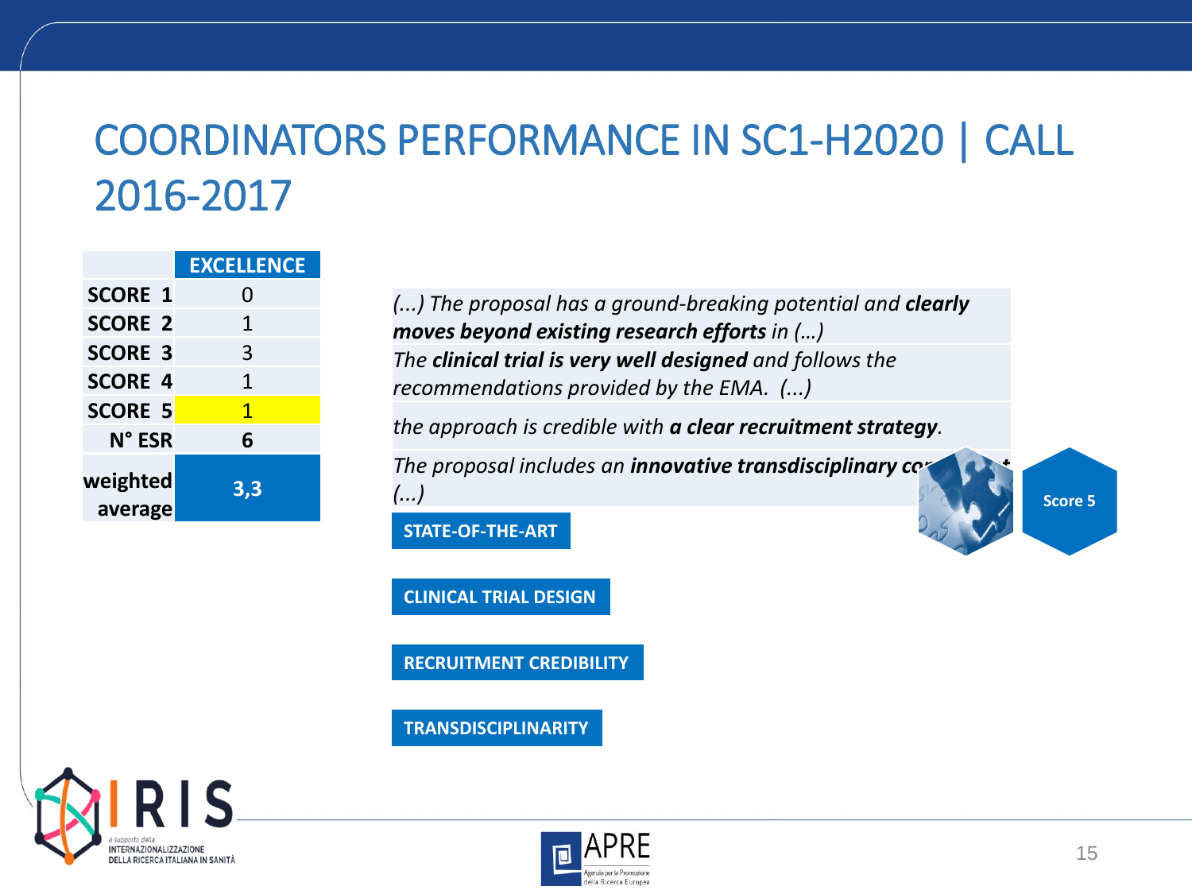# COORDINATORS PERFORMANCE IN SC1-H2020 | CALL 2016-2017

| | EXCELLENCE |
|---|---|
| **SCORE 1** | 0 |
| **SCORE 2** | 1 |
| **SCORE 3** | 3 |
| **SCORE 4** | 1 |
| **SCORE 5** | 1 |
| **N° ESR** | **6** |
| **weighted average** | **3,3** |

*(...) The proposal has a ground-breaking potential and **clearly moves beyond existing research efforts** in (…)*

*The **clinical trial is very well designed** and follows the recommendations provided by the EMA. (...)*

*the approach is credible with **a clear recruitment strategy**.*

*The proposal includes an **innovative transdisciplinary co…** (...)*

**Score 5**

**STATE-OF-THE-ART**

**CLINICAL TRIAL DESIGN**

**RECRUITMENT CREDIBILITY**

**TRANSDISCIPLINARITY**

IRIS – a supporto della INTERNAZIONALIZZAZIONE DELLA RICERCA ITALIANA IN SANITÀ

APRE – Agenzia per la Promozione della Ricerca Europea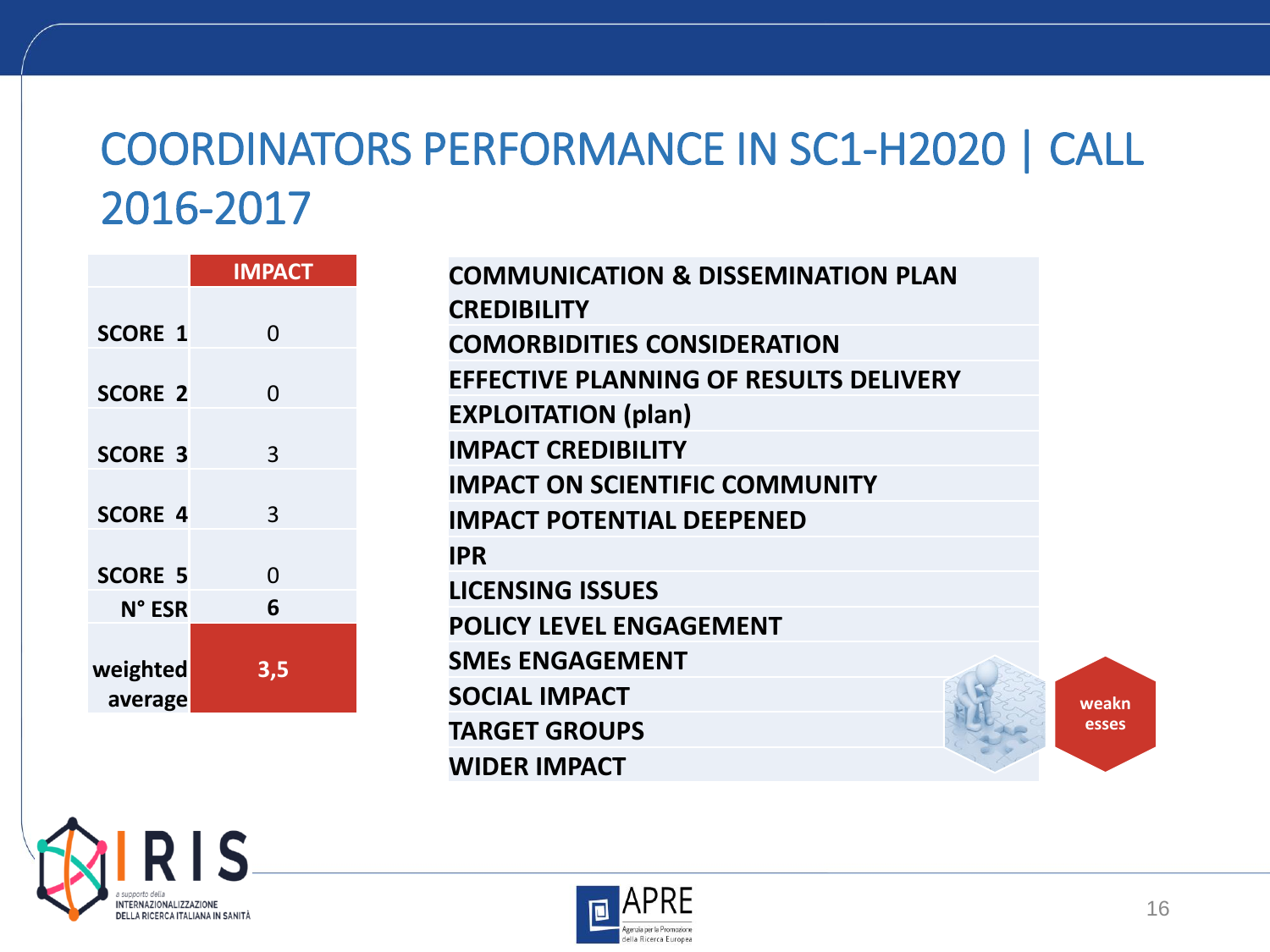# COORDINATORS PERFORMANCE IN SC1-H2020 | CALL 2016-2017

| | IMPACT |
|---|---|
| SCORE 1 | 0 |
| SCORE 2 | 0 |
| SCORE 3 | 3 |
| SCORE 4 | 3 |
| SCORE 5 | 0 |
| N° ESR | **6** |
| **weighted average** | **3,5** |

**COMMUNICATION & DISSEMINATION PLAN CREDIBILITY**
**COMORBIDITIES CONSIDERATION**
**EFFECTIVE PLANNING OF RESULTS DELIVERY**
**EXPLOITATION (plan)**
**IMPACT CREDIBILITY**
**IMPACT ON SCIENTIFIC COMMUNITY**
**IMPACT POTENTIAL DEEPENED**
**IPR**
**LICENSING ISSUES**
**POLICY LEVEL ENGAGEMENT**
**SMEs ENGAGEMENT**
**SOCIAL IMPACT**
**TARGET GROUPS**
**WIDER IMPACT**

**weaknesses**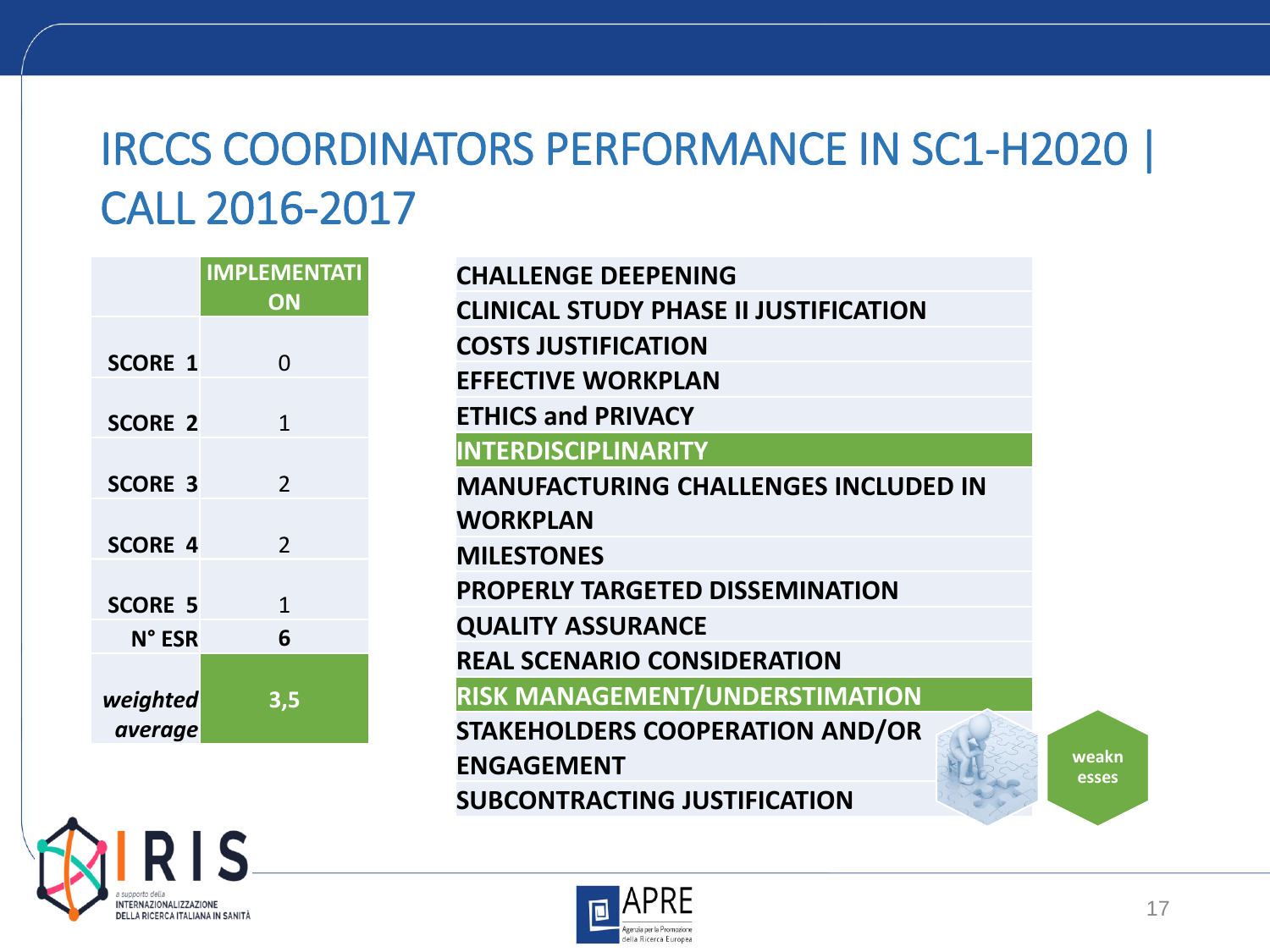# IRCCS COORDINATORS PERFORMANCE IN SC1-H2020 | CALL 2016-2017

| | IMPLEMENTATION |
|---|---|
| SCORE 1 | 0 |
| SCORE 2 | 1 |
| SCORE 3 | 2 |
| SCORE 4 | 2 |
| SCORE 5 | 1 |
| N° ESR | **6** |
| *weighted average* | **3,5** |

| |
|---|
| **CHALLENGE DEEPENING** |
| **CLINICAL STUDY PHASE II JUSTIFICATION** |
| **COSTS JUSTIFICATION** |
| **EFFECTIVE WORKPLAN** |
| **ETHICS and PRIVACY** |
| **INTERDISCIPLINARITY** |
| **MANUFACTURING CHALLENGES INCLUDED IN WORKPLAN** |
| **MILESTONES** |
| **PROPERLY TARGETED DISSEMINATION** |
| **QUALITY ASSURANCE** |
| **REAL SCENARIO CONSIDERATION** |
| **RISK MANAGEMENT/UNDERSTIMATION** |
| **STAKEHOLDERS COOPERATION AND/OR ENGAGEMENT** |
| **SUBCONTRACTING JUSTIFICATION** |

weaknesses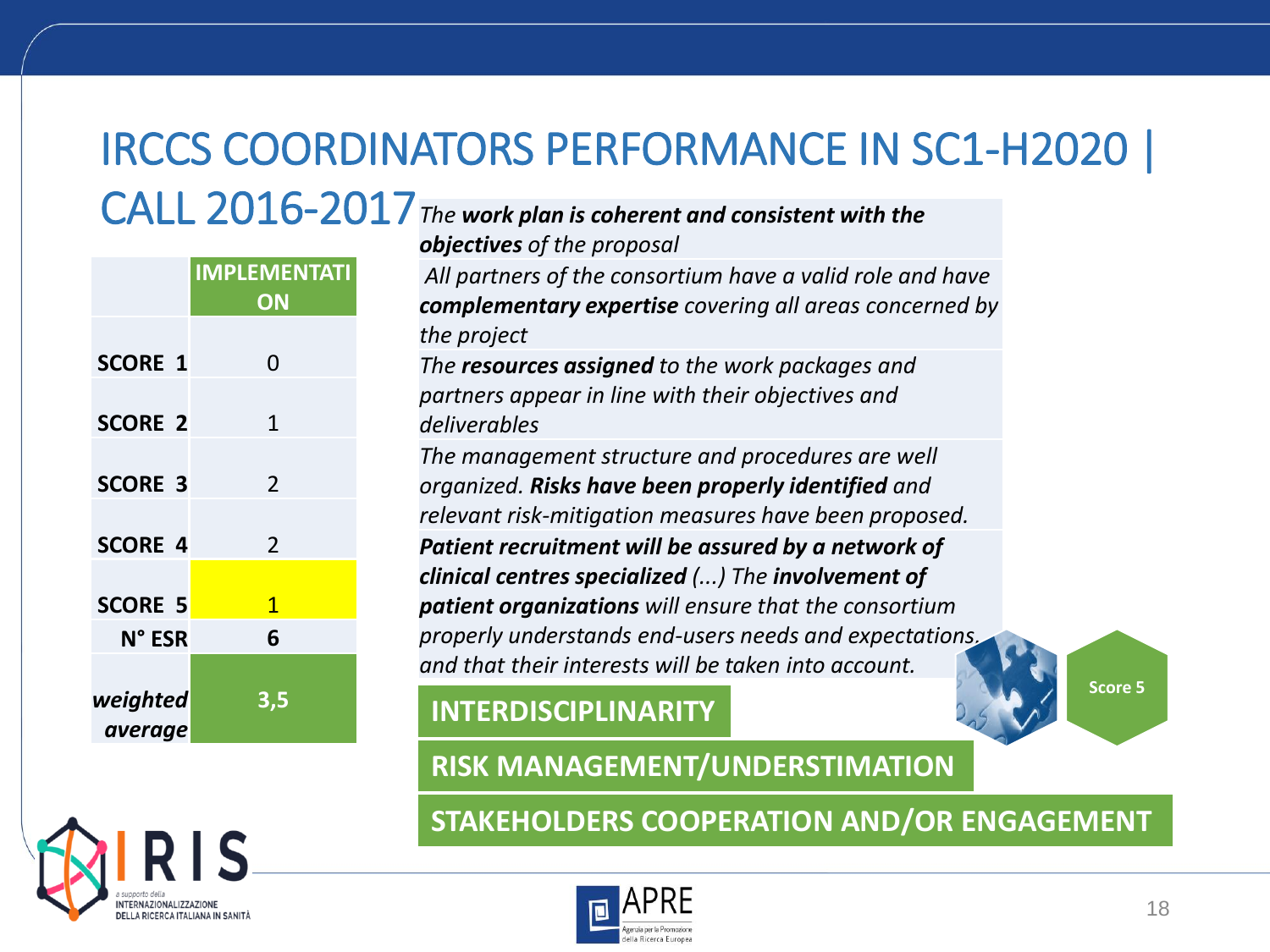# IRCCS COORDINATORS PERFORMANCE IN SC1-H2020 | CALL 2016-2017

| | IMPLEMENTATION |
|---|---|
| SCORE 1 | 0 |
| SCORE 2 | 1 |
| SCORE 3 | 2 |
| SCORE 4 | 2 |
| SCORE 5 | 1 |
| N° ESR | **6** |
| *weighted average* | **3,5** |

*The **work plan is coherent and consistent with the objectives** of the proposal*

*All partners of the consortium have a valid role and have **complementary expertise** covering all areas concerned by the project*

*The **resources assigned** to the work packages and partners appear in line with their objectives and deliverables*

*The management structure and procedures are well organized. **Risks have been properly identified** and relevant risk-mitigation measures have been proposed.*

***Patient recruitment will be assured by a network of clinical centres specialized** (...) The **involvement of patient organizations** will ensure that the consortium properly understands end-users needs and expectations, and that their interests will be taken into account.*

Score 5

**INTERDISCIPLINARITY**

**RISK MANAGEMENT/UNDERSTIMATION**

**STAKEHOLDERS COOPERATION AND/OR ENGAGEMENT**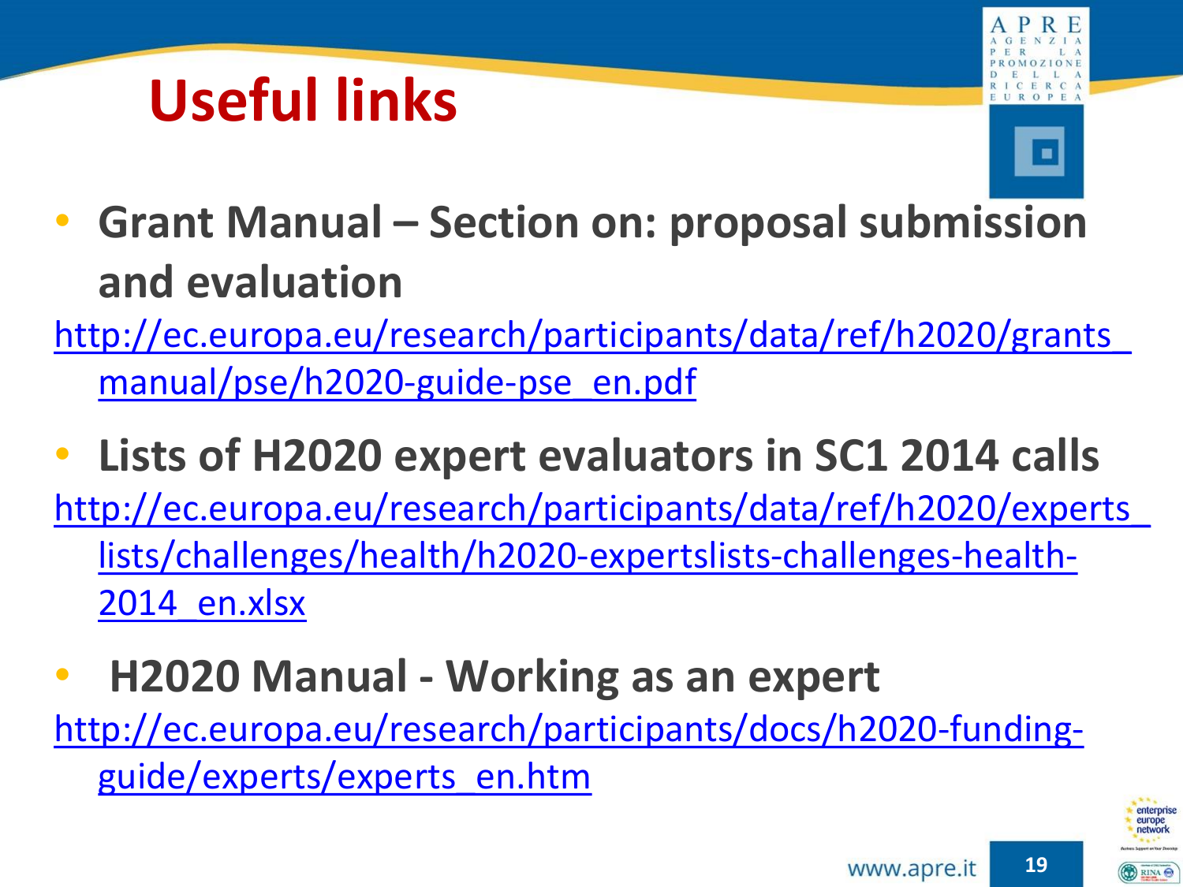# Useful links

- **Grant Manual – Section on: proposal submission and evaluation**

http://ec.europa.eu/research/participants/data/ref/h2020/grants_manual/pse/h2020-guide-pse_en.pdf

- **Lists of H2020 expert evaluators in SC1 2014 calls**

http://ec.europa.eu/research/participants/data/ref/h2020/experts_lists/challenges/health/h2020-expertslists-challenges-health-2014_en.xlsx

- **H2020 Manual - Working as an expert**

http://ec.europa.eu/research/participants/docs/h2020-funding-guide/experts/experts_en.htm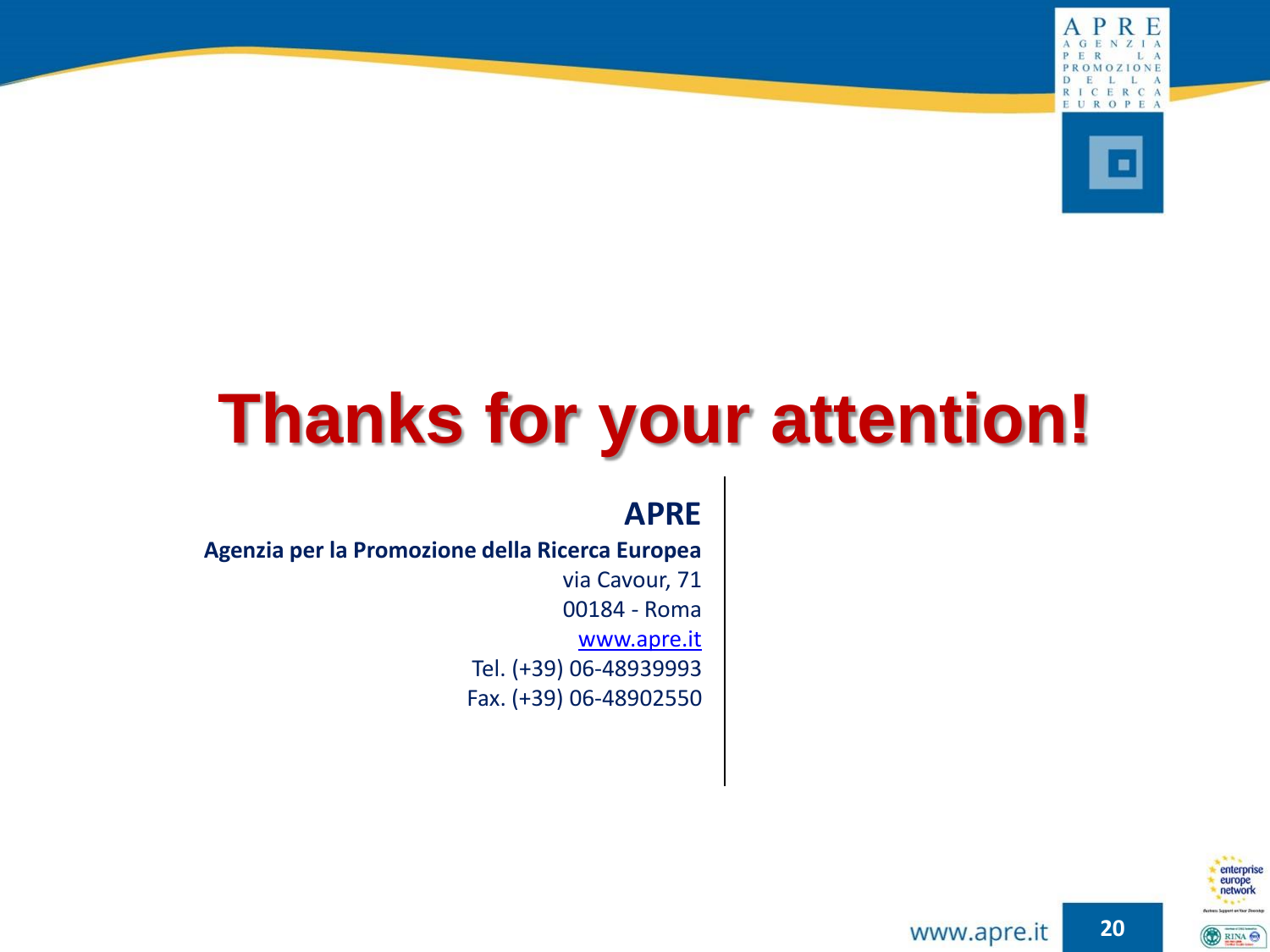# Thanks for your attention!

**APRE**

**Agenzia per la Promozione della Ricerca Europea**

via Cavour, 71

00184 - Roma

www.apre.it

Tel. (+39) 06-48939993

Fax. (+39) 06-48902550